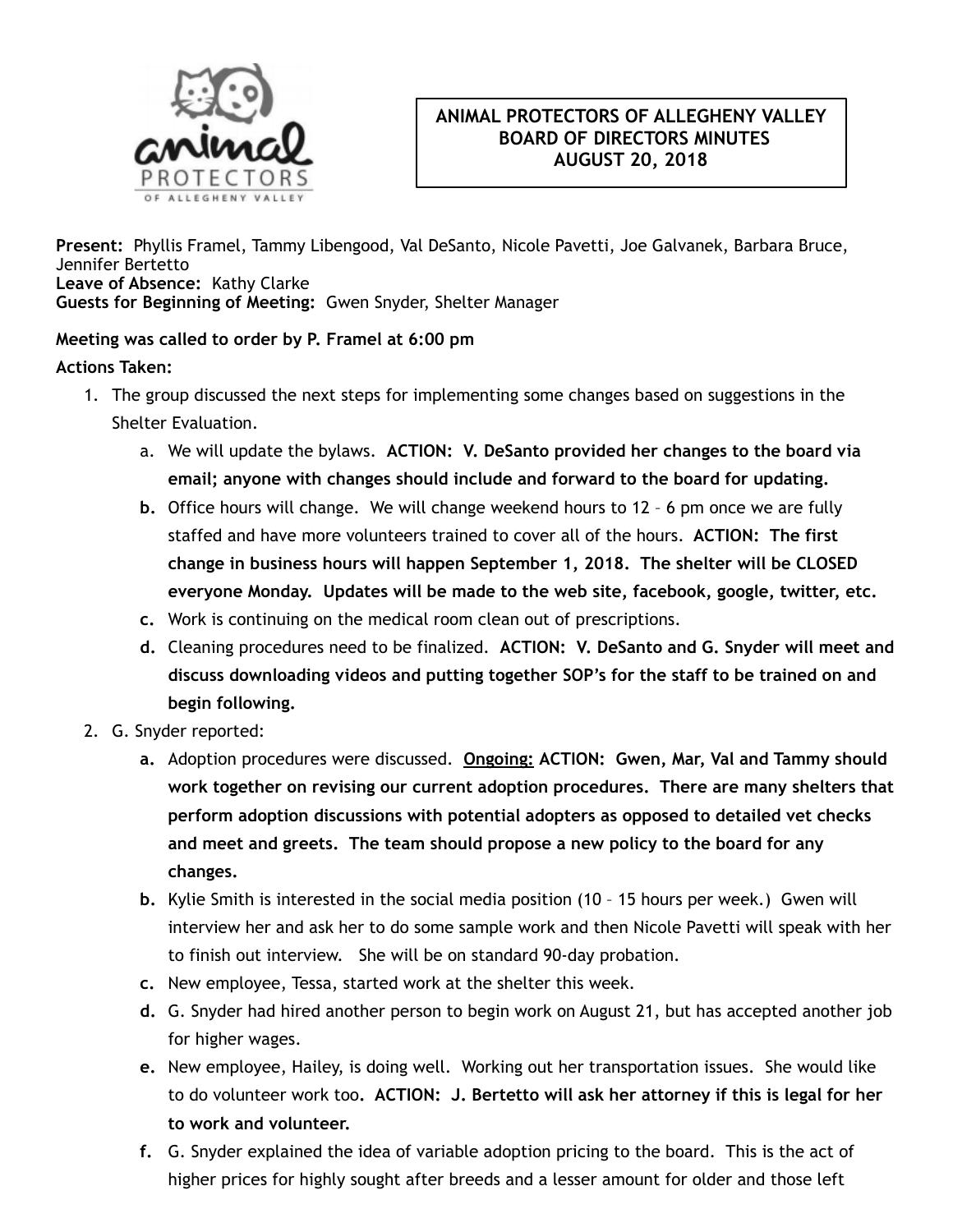# ANIMAL PROTECTORS OF ALLEGHENY VALLEY
## BOARD OF DIRECTORS MINUTES
## AUGUST 20, 2018

**Present:** Phyllis Framel, Tammy Libengood, Val DeSanto, Nicole Pavetti, Joe Galvanek, Barbara Bruce, Jennifer Bertetto
**Leave of Absence:** Kathy Clarke
**Guests for Beginning of Meeting:** Gwen Snyder, Shelter Manager

**Meeting was called to order by P. Framel at 6:00 pm**

**Actions Taken:**

1. The group discussed the next steps for implementing some changes based on suggestions in the Shelter Evaluation.
   a. We will update the bylaws. **ACTION: V. DeSanto provided her changes to the board via email; anyone with changes should include and forward to the board for updating.**
   **b.** Office hours will change. We will change weekend hours to 12 – 6 pm once we are fully staffed and have more volunteers trained to cover all of the hours. **ACTION: The first change in business hours will happen September 1, 2018. The shelter will be CLOSED everyone Monday. Updates will be made to the web site, facebook, google, twitter, etc.**
   **c.** Work is continuing on the medical room clean out of prescriptions.
   **d.** Cleaning procedures need to be finalized. **ACTION: V. DeSanto and G. Snyder will meet and discuss downloading videos and putting together SOP's for the staff to be trained on and begin following.**
2. G. Snyder reported:
   **a.** Adoption procedures were discussed. **<u>Ongoing:</u> ACTION: Gwen, Mar, Val and Tammy should work together on revising our current adoption procedures. There are many shelters that perform adoption discussions with potential adopters as opposed to detailed vet checks and meet and greets. The team should propose a new policy to the board for any changes.**
   **b.** Kylie Smith is interested in the social media position (10 – 15 hours per week.) Gwen will interview her and ask her to do some sample work and then Nicole Pavetti will speak with her to finish out interview. She will be on standard 90-day probation.
   **c.** New employee, Tessa, started work at the shelter this week.
   **d.** G. Snyder had hired another person to begin work on August 21, but has accepted another job for higher wages.
   **e.** New employee, Hailey, is doing well. Working out her transportation issues. She would like to do volunteer work too. **ACTION: J. Bertetto will ask her attorney if this is legal for her to work and volunteer.**
   **f.** G. Snyder explained the idea of variable adoption pricing to the board. This is the act of higher prices for highly sought after breeds and a lesser amount for older and those left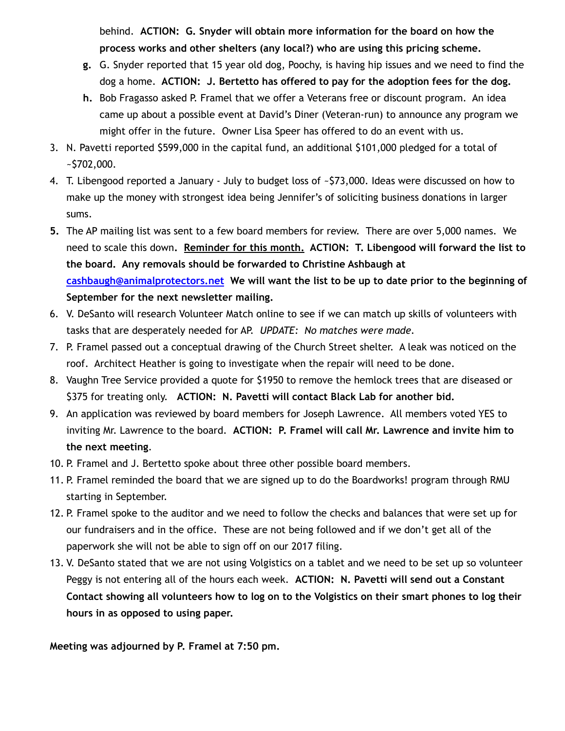behind. **ACTION: G. Snyder will obtain more information for the board on how the process works and other shelters (any local?) who are using this pricing scheme.**

   g. G. Snyder reported that 15 year old dog, Poochy, is having hip issues and we need to find the dog a home. **ACTION: J. Bertetto has offered to pay for the adoption fees for the dog.**

   h. Bob Fragasso asked P. Framel that we offer a Veterans free or discount program. An idea came up about a possible event at David's Diner (Veteran-run) to announce any program we might offer in the future. Owner Lisa Speer has offered to do an event with us.

3. N. Pavetti reported $599,000 in the capital fund, an additional $101,000 pledged for a total of ~$702,000.
4. T. Libengood reported a January - July to budget loss of ~$73,000. Ideas were discussed on how to make up the money with strongest idea being Jennifer's of soliciting business donations in larger sums.
5. The AP mailing list was sent to a few board members for review. There are over 5,000 names. We need to scale this down. **Reminder for this month. ACTION: T. Libengood will forward the list to the board. Any removals should be forwarded to Christine Ashbaugh at [cashbaugh@animalprotectors.net](mailto:cashbaugh@animalprotectors.net) We will want the list to be up to date prior to the beginning of September for the next newsletter mailing.**
6. V. DeSanto will research Volunteer Match online to see if we can match up skills of volunteers with tasks that are desperately needed for AP. *UPDATE: No matches were made.*
7. P. Framel passed out a conceptual drawing of the Church Street shelter. A leak was noticed on the roof. Architect Heather is going to investigate when the repair will need to be done.
8. Vaughn Tree Service provided a quote for $1950 to remove the hemlock trees that are diseased or $375 for treating only. **ACTION: N. Pavetti will contact Black Lab for another bid.**
9. An application was reviewed by board members for Joseph Lawrence. All members voted YES to inviting Mr. Lawrence to the board. **ACTION: P. Framel will call Mr. Lawrence and invite him to the next meeting**.
10. P. Framel and J. Bertetto spoke about three other possible board members.
11. P. Framel reminded the board that we are signed up to do the Boardworks! program through RMU starting in September.
12. P. Framel spoke to the auditor and we need to follow the checks and balances that were set up for our fundraisers and in the office. These are not being followed and if we don't get all of the paperwork she will not be able to sign off on our 2017 filing.
13. V. DeSanto stated that we are not using Volgistics on a tablet and we need to be set up so volunteer Peggy is not entering all of the hours each week. **ACTION: N. Pavetti will send out a Constant Contact showing all volunteers how to log on to the Volgistics on their smart phones to log their hours in as opposed to using paper.**

**Meeting was adjourned by P. Framel at 7:50 pm.**